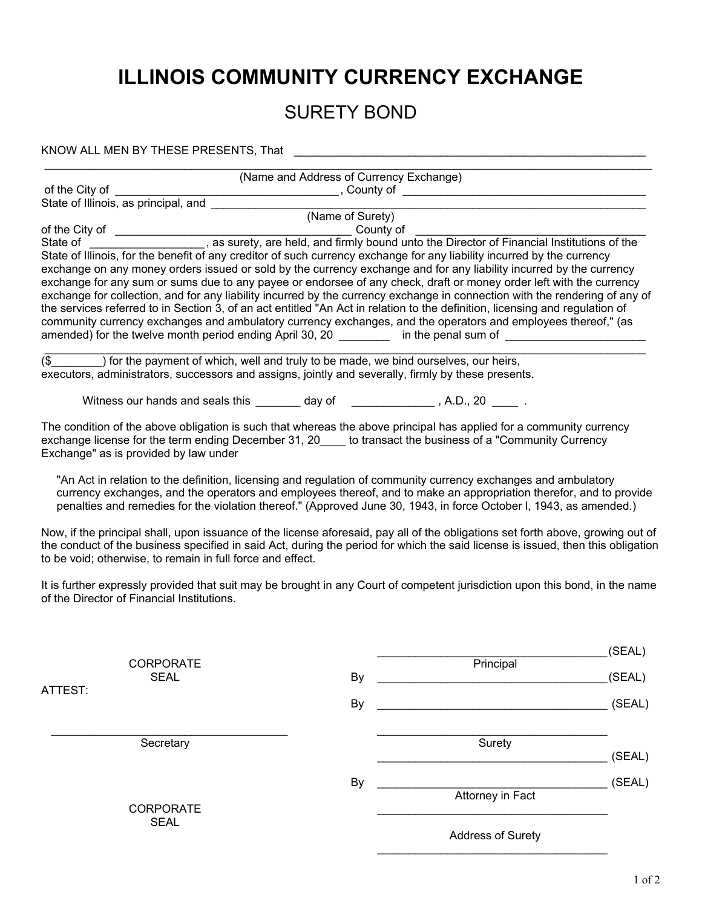# ILLINOIS COMMUNITY CURRENCY EXCHANGE

## SURETY BOND

KNOW ALL MEN BY THESE PRESENTS, That ________________________________________________________

____________________________________________________________________________________________

(Name and Address of Currency Exchange)

of the City of ___________________________________, County of ______________________________________

State of Illinois, as principal, and ____________________________________________________________________

(Name of Surety)

of the City of _____________________________________ County of ____________________________________

State of __________________, as surety, are held, and firmly bound unto the Director of Financial Institutions of the State of Illinois, for the benefit of any creditor of such currency exchange for any liability incurred by the currency exchange on any money orders issued or sold by the currency exchange and for any liability incurred by the currency exchange for any sum or sums due to any payee or endorsee of any check, draft or money order left with the currency exchange for collection, and for any liability incurred by the currency exchange in connection with the rendering of any of the services referred to in Section 3, of an act entitled "An Act in relation to the definition, licensing and regulation of community currency exchanges and ambulatory currency exchanges, and the operators and employees thereof," (as amended) for the twelve month period ending April 30, 20 ________ in the penal sum of ____________________

____________________________________________________________________________________________

($________) for the payment of which, well and truly to be made, we bind ourselves, our heirs, executors, administrators, successors and assigns, jointly and severally, firmly by these presents.

Witness our hands and seals this _______ day of _____________ , A.D., 20 ____ .

The condition of the above obligation is such that whereas the above principal has applied for a community currency exchange license for the term ending December 31, 20____ to transact the business of a "Community Currency Exchange" as is provided by law under

> "An Act in relation to the definition, licensing and regulation of community currency exchanges and ambulatory currency exchanges, and the operators and employees thereof, and to make an appropriation therefor, and to provide penalties and remedies for the violation thereof." (Approved June 30, 1943, in force October l, 1943, as amended.)

Now, if the principal shall, upon issuance of the license aforesaid, pay all of the obligations set forth above, growing out of the conduct of the business specified in said Act, during the period for which the said license is issued, then this obligation to be void; otherwise, to remain in full force and effect.

It is further expressly provided that suit may be brought in any Court of competent jurisdiction upon this bond, in the name of the Director of Financial Institutions.

CORPORATE SEAL

ATTEST:

_____________________________________
Secretary

CORPORATE SEAL

_____________________________________ (SEAL)
Principal

By _____________________________________ (SEAL)

By _____________________________________ (SEAL)

_____________________________________
Surety

_____________________________________ (SEAL)

By _____________________________________ (SEAL)
Attorney in Fact

_____________________________________
Address of Surety

_____________________________________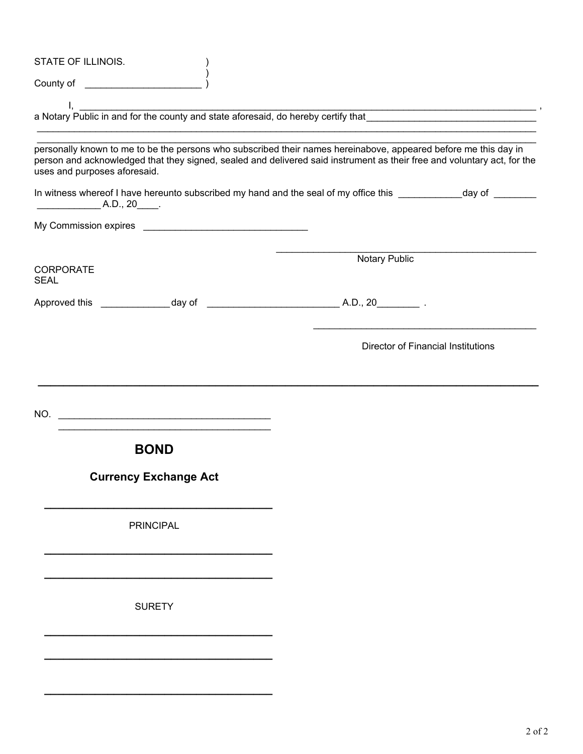STATE OF ILLINOIS. )
)
County of ______________________ )

I, ______________________________________________________________________________________ ,
a Notary Public in and for the county and state aforesaid, do hereby certify that________________________________
_____________________________________________________________________________________________
_____________________________________________________________________________________________
personally known to me to be the persons who subscribed their names hereinabove, appeared before me this day in person and acknowledged that they signed, sealed and delivered said instrument as their free and voluntary act, for the uses and purposes aforesaid.

In witness whereof I have hereunto subscribed my hand and the seal of my office this ____________day of ________ ____________ A.D., 20____.

My Commission expires _______________________________

_________________________________________________
Notary Public

CORPORATE
SEAL

Approved this _____________day of _________________________ A.D., 20________ .

__________________________________________
Director of Financial Institutions

---

NO. ________________________________________
________________________________________

## BOND

### Currency Exchange Act

________________________________________

PRINCIPAL

________________________________________

________________________________________

SURETY

________________________________________

________________________________________

________________________________________